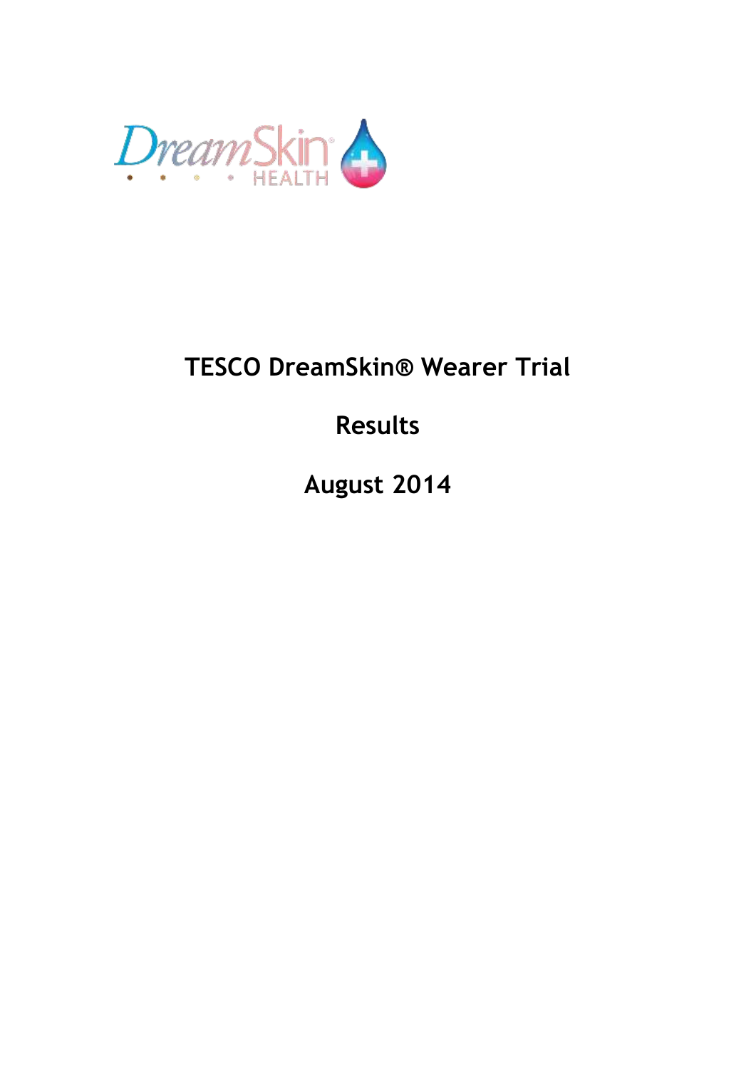DreamSkin HEALTH

# TESCO DreamSkin® Wearer Trial

## Results

## August 2014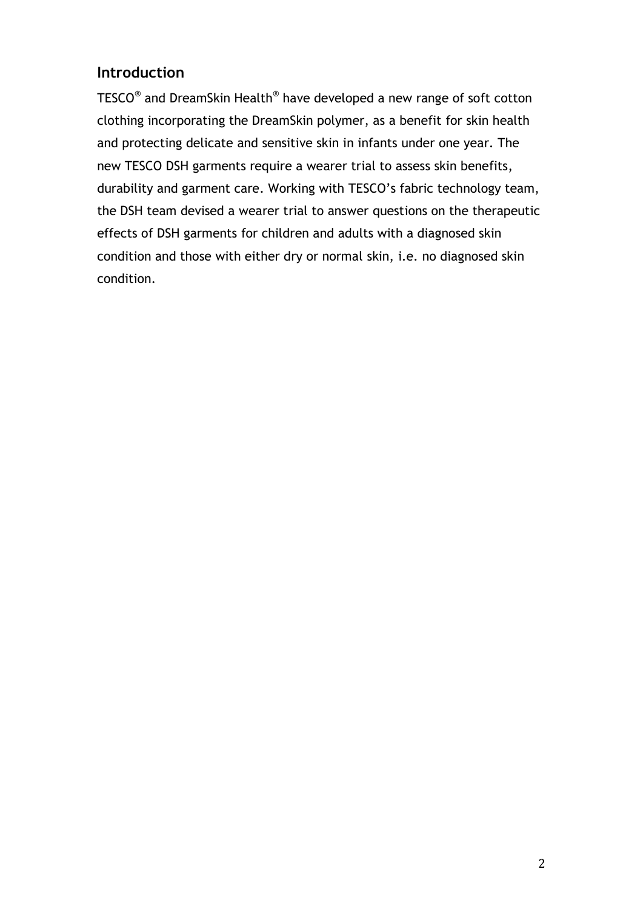## Introduction

TESCO® and DreamSkin Health® have developed a new range of soft cotton clothing incorporating the DreamSkin polymer, as a benefit for skin health and protecting delicate and sensitive skin in infants under one year. The new TESCO DSH garments require a wearer trial to assess skin benefits, durability and garment care. Working with TESCO's fabric technology team, the DSH team devised a wearer trial to answer questions on the therapeutic effects of DSH garments for children and adults with a diagnosed skin condition and those with either dry or normal skin, i.e. no diagnosed skin condition.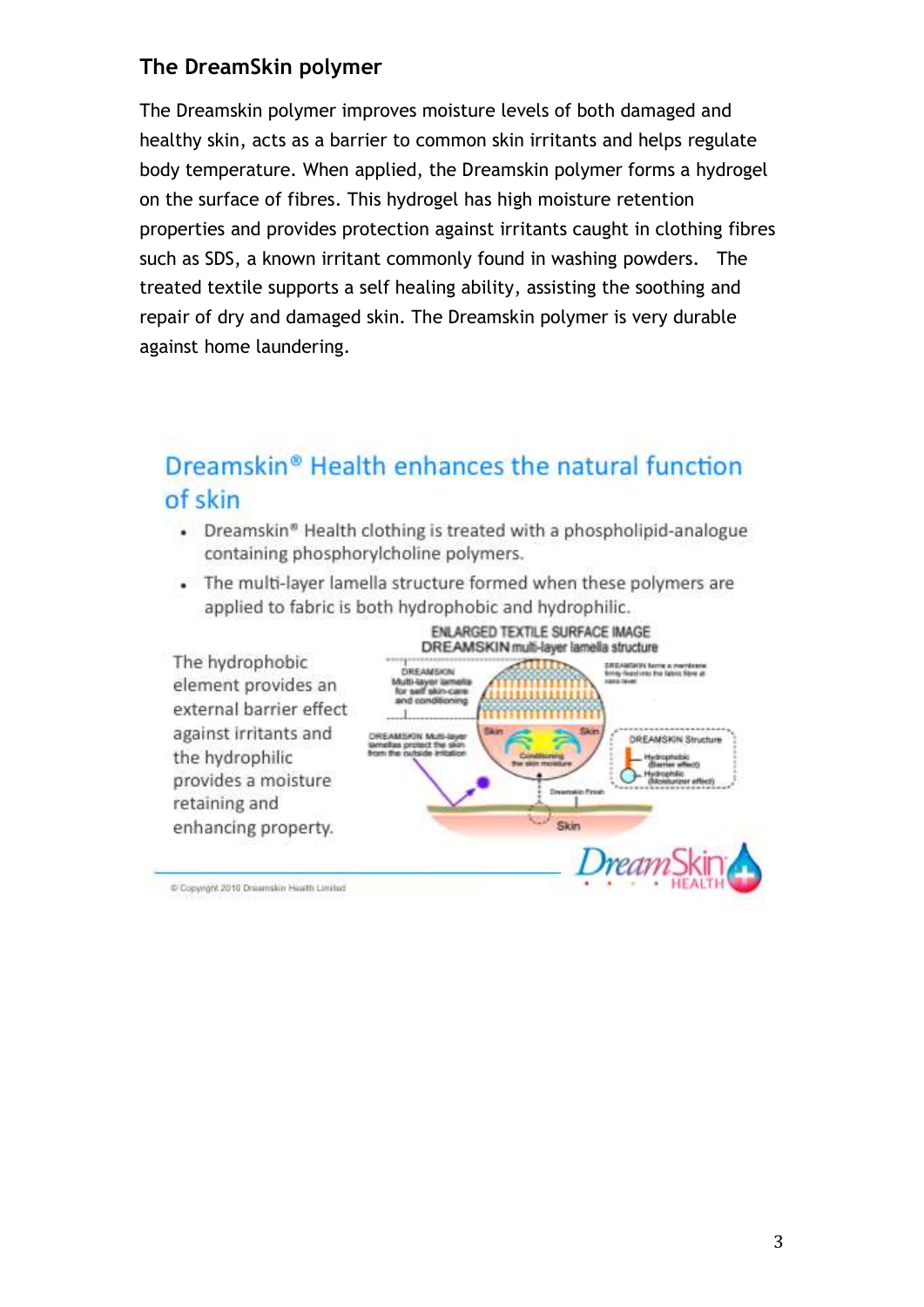## The DreamSkin polymer

The Dreamskin polymer improves moisture levels of both damaged and healthy skin, acts as a barrier to common skin irritants and helps regulate body temperature. When applied, the Dreamskin polymer forms a hydrogel on the surface of fibres. This hydrogel has high moisture retention properties and provides protection against irritants caught in clothing fibres such as SDS, a known irritant commonly found in washing powders. The treated textile supports a self healing ability, assisting the soothing and repair of dry and damaged skin. The Dreamskin polymer is very durable against home laundering.

### Dreamskin® Health enhances the natural function of skin

- Dreamskin® Health clothing is treated with a phospholipid-analogue containing phosphorylcholine polymers.
- The multi-layer lamella structure formed when these polymers are applied to fabric is both hydrophobic and hydrophilic.

The hydrophobic element provides an external barrier effect against irritants and the hydrophilic provides a moisture retaining and enhancing property.

ENLARGED TEXTILE SURFACE IMAGE
DREAMSKIN multi-layer lamella structure

DREAMSKIN Multi-layer lamella for self skin-care and conditioning

DREAMSKIN forms a membrane firmly fixed into the fabric fibre at nano level

DREAMSKIN Multi-layer lamellas protect the skin from the outside irritation

Skin | Skin

Conditioning the skin moisture

DREAMSKIN Structure
Hydrophobic (Barrier effect)
Hydrophilic (Moisturizer effect)

Dreamskin Finish

Skin

© Copyright 2010 Dreamskin Health Limited

DreamSkin HEALTH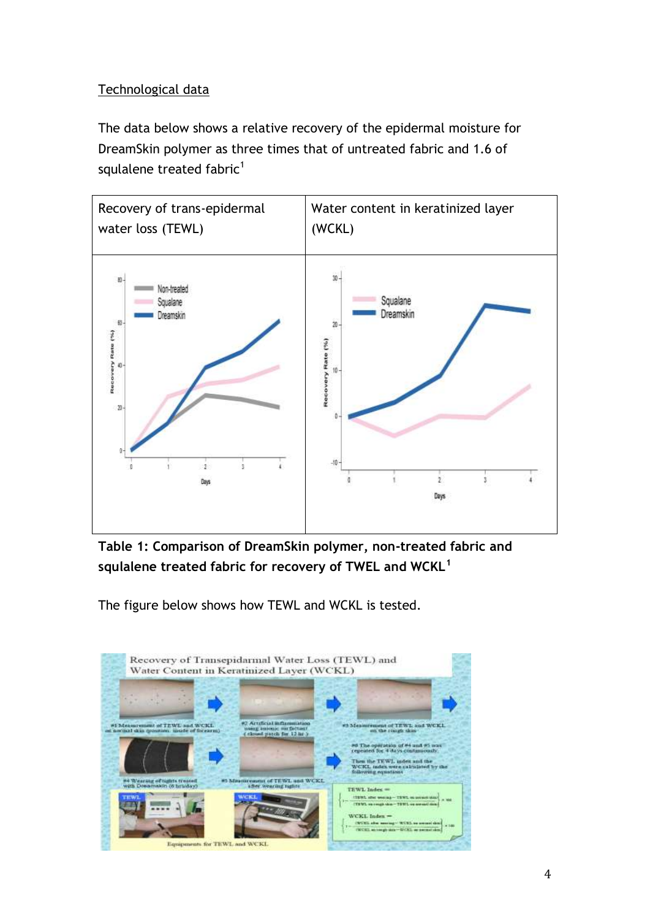Technological data

The data below shows a relative recovery of the epidermal moisture for DreamSkin polymer as three times that of untreated fabric and 1.6 of squlalene treated fabric[1]

| Recovery of trans-epidermal water loss (TEWL) | Water content in keratinized layer (WCKL) |
| --- | --- |
| | |

**Table 1: Comparison of DreamSkin polymer, non-treated fabric and squlalene treated fabric for recovery of TWEL and WCKL[1]**

The figure below shows how TEWL and WCKL is tested.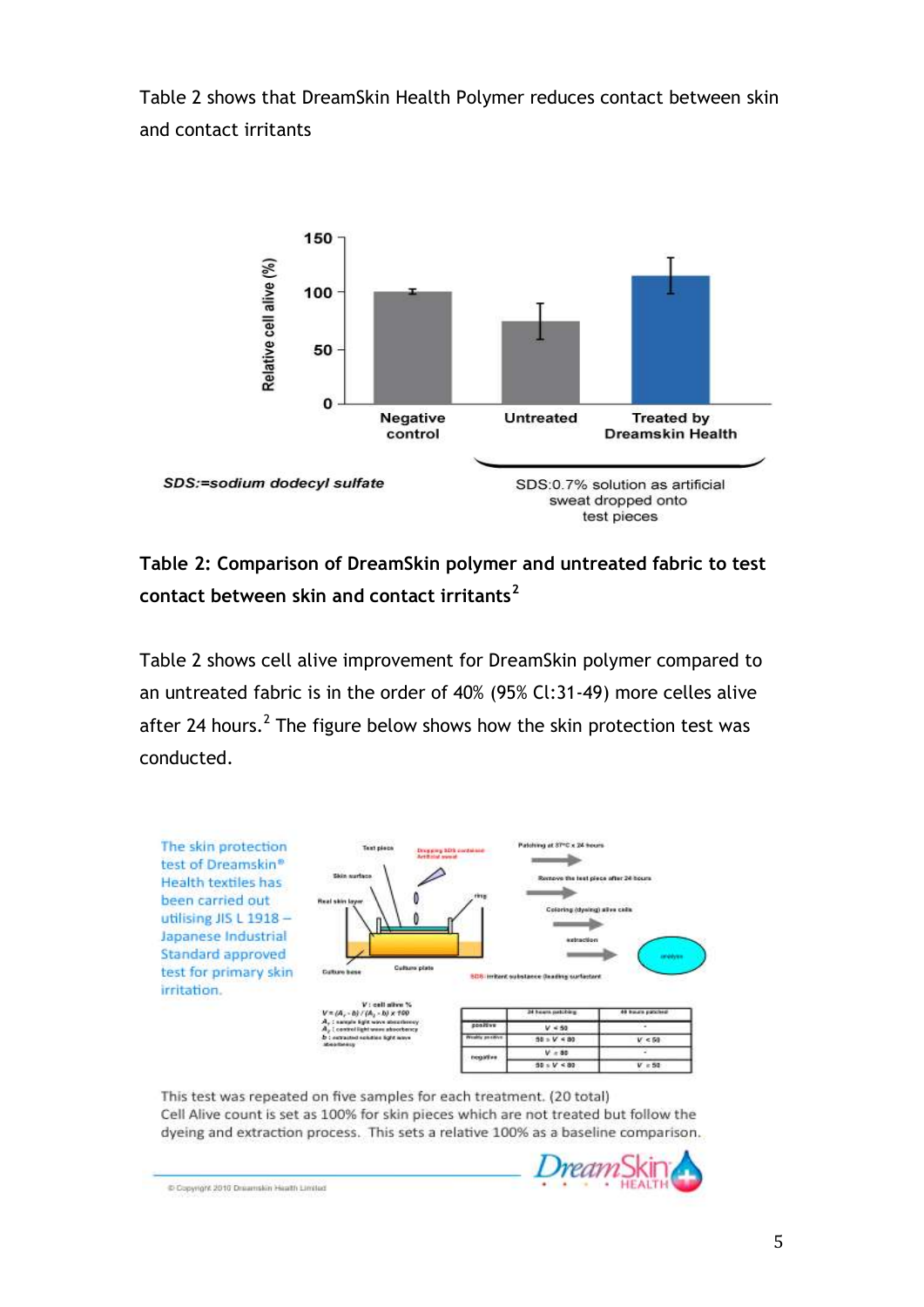Table 2 shows that DreamSkin Health Polymer reduces contact between skin and contact irritants

SDS:=sodium dodecyl sulfate

SDS:0.7% solution as artificial sweat dropped onto test pieces

**Table 2: Comparison of DreamSkin polymer and untreated fabric to test contact between skin and contact irritants[2]**

Table 2 shows cell alive improvement for DreamSkin polymer compared to an untreated fabric is in the order of 40% (95% Cl:31-49) more celles alive after 24 hours.[2] The figure below shows how the skin protection test was conducted.

The skin protection test of Dreamskin® Health textiles has been carried out utilising JIS L 1918 – Japanese Industrial Standard approved test for primary skin irritation.

This test was repeated on five samples for each treatment. (20 total)
Cell Alive count is set as 100% for skin pieces which are not treated but follow the dyeing and extraction process. This sets a relative 100% as a baseline comparison.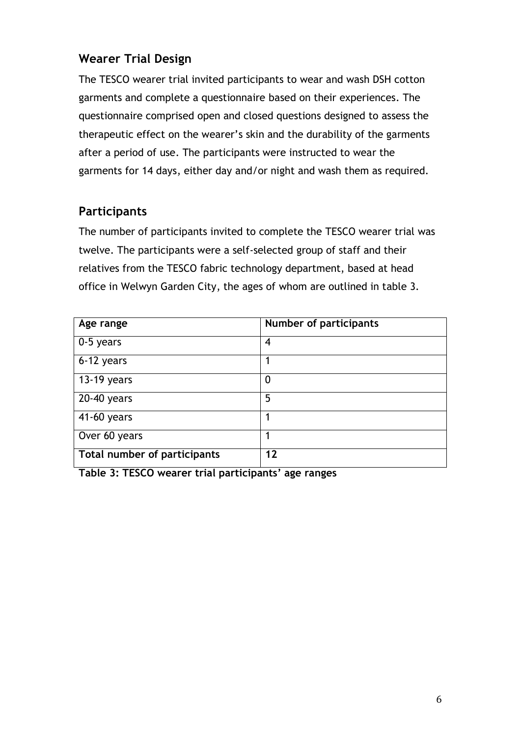## Wearer Trial Design

The TESCO wearer trial invited participants to wear and wash DSH cotton garments and complete a questionnaire based on their experiences. The questionnaire comprised open and closed questions designed to assess the therapeutic effect on the wearer's skin and the durability of the garments after a period of use. The participants were instructed to wear the garments for 14 days, either day and/or night and wash them as required.

## Participants

The number of participants invited to complete the TESCO wearer trial was twelve. The participants were a self-selected group of staff and their relatives from the TESCO fabric technology department, based at head office in Welwyn Garden City, the ages of whom are outlined in table 3.

| Age range | Number of participants |
|---|---|
| 0-5 years | 4 |
| 6-12 years | 1 |
| 13-19 years | 0 |
| 20-40 years | 5 |
| 41-60 years | 1 |
| Over 60 years | 1 |
| **Total number of participants** | **12** |

**Table 3: TESCO wearer trial participants' age ranges**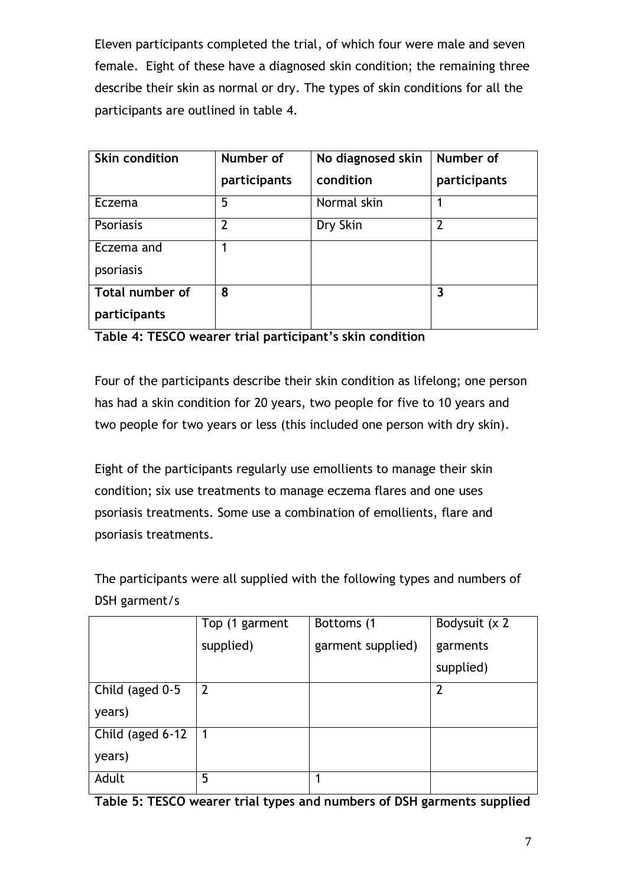Eleven participants completed the trial, of which four were male and seven female. Eight of these have a diagnosed skin condition; the remaining three describe their skin as normal or dry. The types of skin conditions for all the participants are outlined in table 4.

| **Skin condition** | **Number of participants** | **No diagnosed skin condition** | **Number of participants** |
|---|---|---|---|
| Eczema | 5 | Normal skin | 1 |
| Psoriasis | 2 | Dry Skin | 2 |
| Eczema and psoriasis | 1 | | |
| **Total number of participants** | **8** | | **3** |

**Table 4: TESCO wearer trial participant's skin condition**

Four of the participants describe their skin condition as lifelong; one person has had a skin condition for 20 years, two people for five to 10 years and two people for two years or less (this included one person with dry skin).

Eight of the participants regularly use emollients to manage their skin condition; six use treatments to manage eczema flares and one uses psoriasis treatments. Some use a combination of emollients, flare and psoriasis treatments.

The participants were all supplied with the following types and numbers of DSH garment/s

| | Top (1 garment supplied) | Bottoms (1 garment supplied) | Bodysuit (x 2 garments supplied) |
|---|---|---|---|
| Child (aged 0-5 years) | 2 | | 2 |
| Child (aged 6-12 years) | 1 | | |
| Adult | 5 | 1 | |

**Table 5: TESCO wearer trial types and numbers of DSH garments supplied**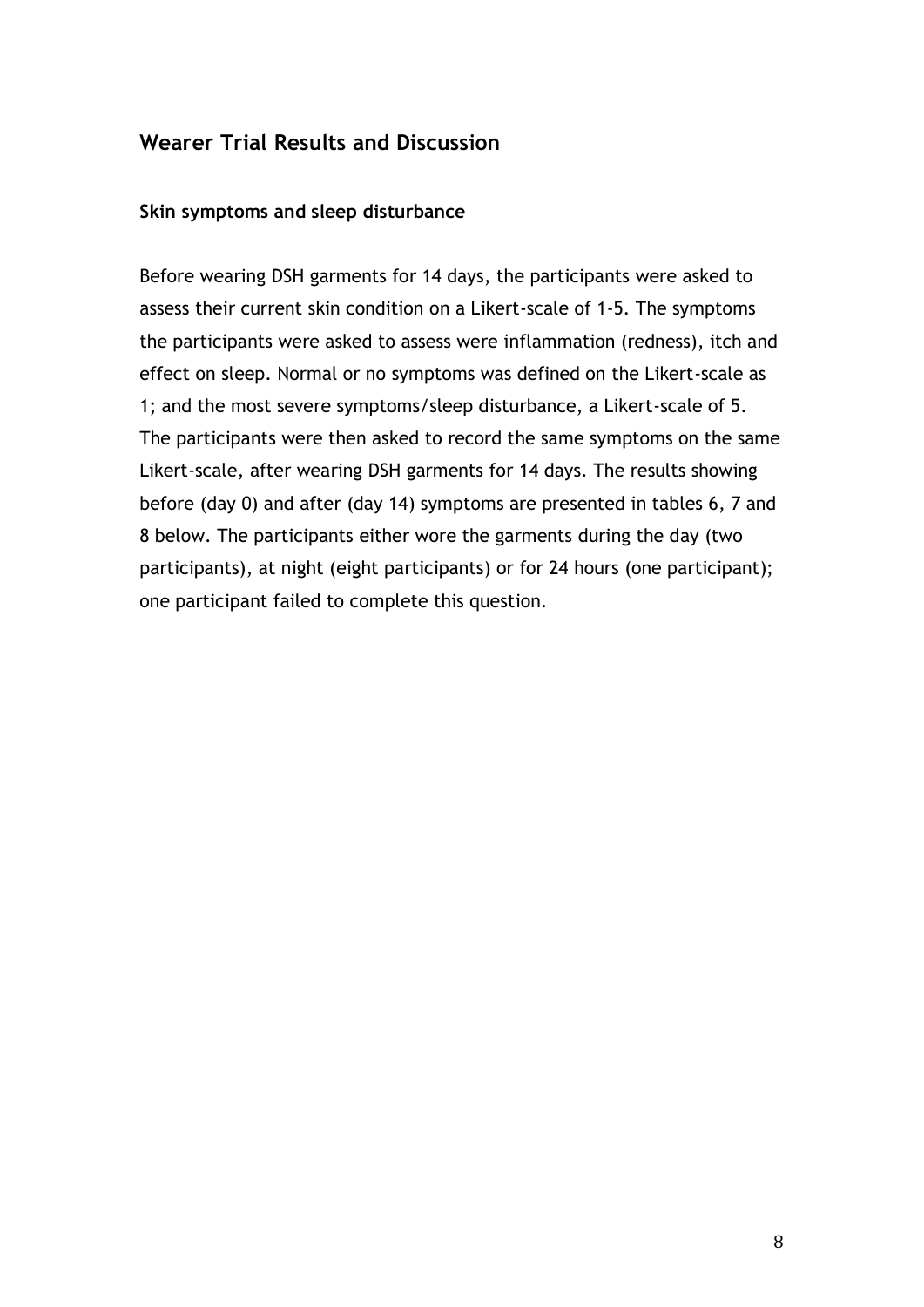## Wearer Trial Results and Discussion

### Skin symptoms and sleep disturbance

Before wearing DSH garments for 14 days, the participants were asked to assess their current skin condition on a Likert-scale of 1-5. The symptoms the participants were asked to assess were inflammation (redness), itch and effect on sleep. Normal or no symptoms was defined on the Likert-scale as 1; and the most severe symptoms/sleep disturbance, a Likert-scale of 5. The participants were then asked to record the same symptoms on the same Likert-scale, after wearing DSH garments for 14 days. The results showing before (day 0) and after (day 14) symptoms are presented in tables 6, 7 and 8 below. The participants either wore the garments during the day (two participants), at night (eight participants) or for 24 hours (one participant); one participant failed to complete this question.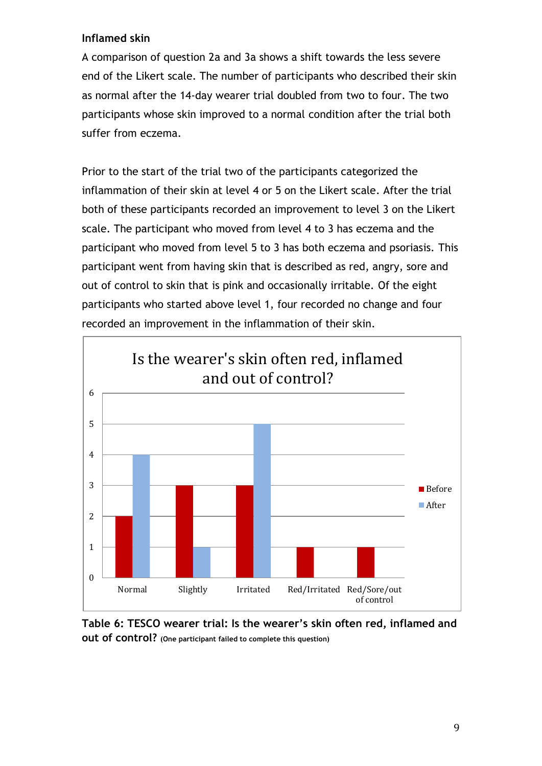### Inflamed skin

A comparison of question 2a and 3a shows a shift towards the less severe end of the Likert scale. The number of participants who described their skin as normal after the 14-day wearer trial doubled from two to four. The two participants whose skin improved to a normal condition after the trial both suffer from eczema.

Prior to the start of the trial two of the participants categorized the inflammation of their skin at level 4 or 5 on the Likert scale. After the trial both of these participants recorded an improvement to level 3 on the Likert scale. The participant who moved from level 4 to 3 has eczema and the participant who moved from level 5 to 3 has both eczema and psoriasis. This participant went from having skin that is described as red, angry, sore and out of control to skin that is pink and occasionally irritable. Of the eight participants who started above level 1, four recorded no change and four recorded an improvement in the inflammation of their skin.

Is the wearer's skin often red, inflamed and out of control?

| | Normal | Slightly | Irritated | Red/Irritated | Red/Sore/out of control |
|---|---|---|---|---|---|
| Before | 2 | 3 | 3 | 1 | 1 |
| After | 4 | 1 | 5 | 0 | 0 |

**Table 6: TESCO wearer trial: Is the wearer's skin often red, inflamed and out of control?** **(One participant failed to complete this question)**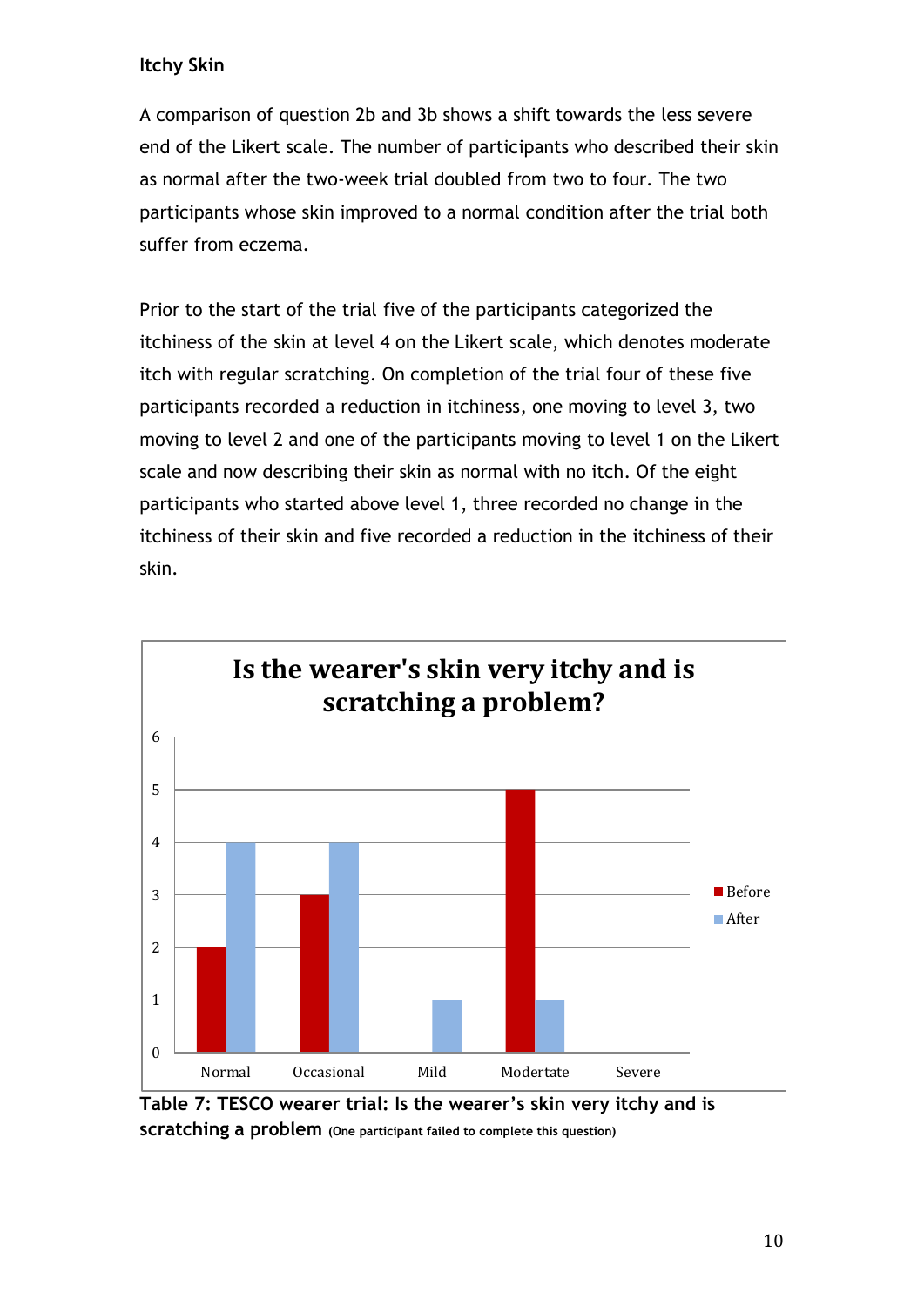### Itchy Skin

A comparison of question 2b and 3b shows a shift towards the less severe end of the Likert scale. The number of participants who described their skin as normal after the two-week trial doubled from two to four. The two participants whose skin improved to a normal condition after the trial both suffer from eczema.

Prior to the start of the trial five of the participants categorized the itchiness of the skin at level 4 on the Likert scale, which denotes moderate itch with regular scratching. On completion of the trial four of these five participants recorded a reduction in itchiness, one moving to level 3, two moving to level 2 and one of the participants moving to level 1 on the Likert scale and now describing their skin as normal with no itch. Of the eight participants who started above level 1, three recorded no change in the itchiness of their skin and five recorded a reduction in the itchiness of their skin.

**Is the wearer's skin very itchy and is scratching a problem?**

| | Normal | Occasional | Mild | Modertate | Severe |
|---|---|---|---|---|---|
| Before | 2 | 3 | 0 | 5 | 0 |
| After | 4 | 4 | 1 | 1 | 0 |

**Table 7: TESCO wearer trial: Is the wearer's skin very itchy and is scratching a problem** **(One participant failed to complete this question)**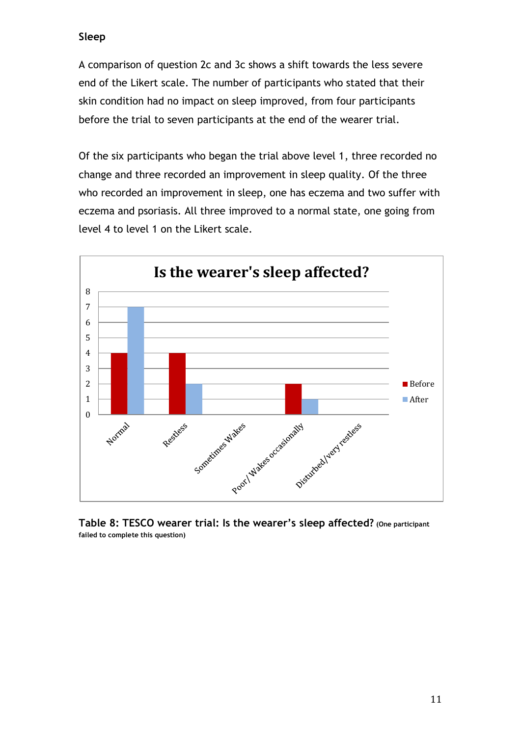## Sleep

A comparison of question 2c and 3c shows a shift towards the less severe end of the Likert scale. The number of participants who stated that their skin condition had no impact on sleep improved, from four participants before the trial to seven participants at the end of the wearer trial.

Of the six participants who began the trial above level 1, three recorded no change and three recorded an improvement in sleep quality. Of the three who recorded an improvement in sleep, one has eczema and two suffer with eczema and psoriasis. All three improved to a normal state, one going from level 4 to level 1 on the Likert scale.

**Is the wearer's sleep affected?**

| | Before | After |
|---|---|---|
| Normal | 4 | 7 |
| Restless | 4 | 2 |
| Sometimes Wakes | 0 | 0 |
| Poor/ Wakes occasionally | 2 | 1 |
| Disturbed/very restless | 0 | 0 |

**Table 8: TESCO wearer trial: Is the wearer's sleep affected?** **(One participant failed to complete this question)**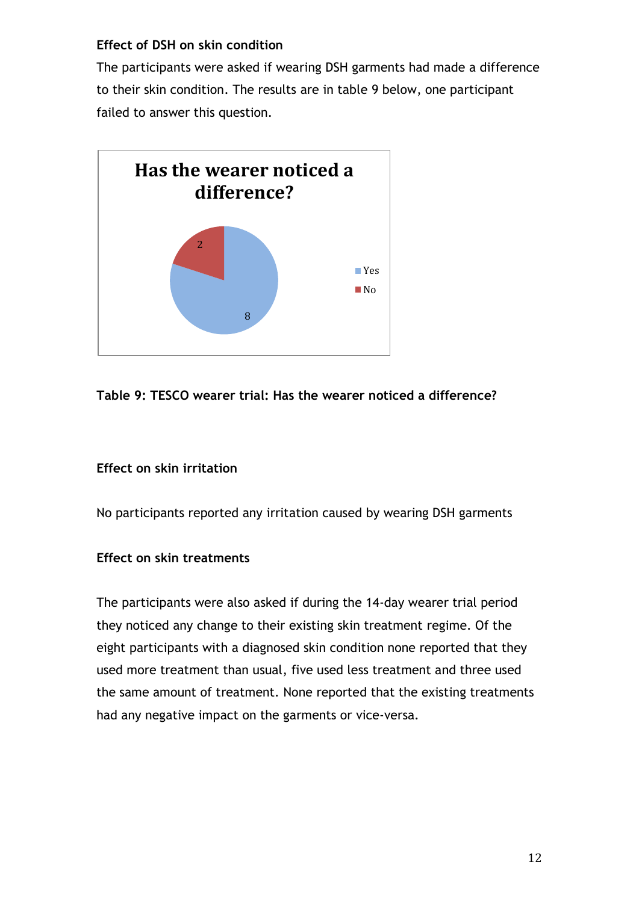**Effect of DSH on skin condition**

The participants were asked if wearing DSH garments had made a difference to their skin condition. The results are in table 9 below, one participant failed to answer this question.

**Has the wearer noticed a difference?**

| | Count |
|---|---|
| Yes | 8 |
| No | 2 |

**Table 9: TESCO wearer trial: Has the wearer noticed a difference?**

**Effect on skin irritation**

No participants reported any irritation caused by wearing DSH garments

**Effect on skin treatments**

The participants were also asked if during the 14-day wearer trial period they noticed any change to their existing skin treatment regime. Of the eight participants with a diagnosed skin condition none reported that they used more treatment than usual, five used less treatment and three used the same amount of treatment. None reported that the existing treatments had any negative impact on the garments or vice-versa.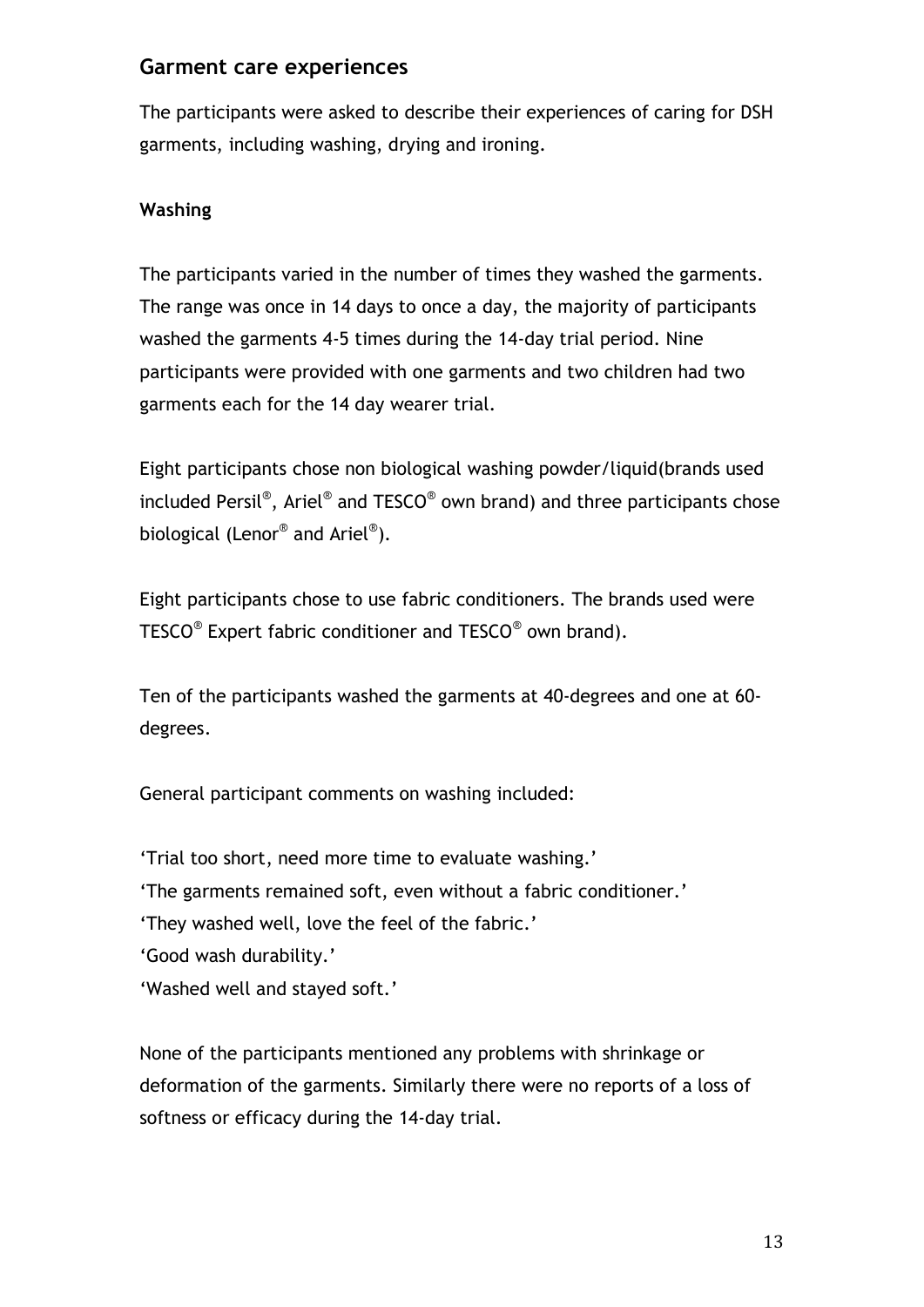## Garment care experiences

The participants were asked to describe their experiences of caring for DSH garments, including washing, drying and ironing.

**Washing**

The participants varied in the number of times they washed the garments. The range was once in 14 days to once a day, the majority of participants washed the garments 4-5 times during the 14-day trial period. Nine participants were provided with one garments and two children had two garments each for the 14 day wearer trial.

Eight participants chose non biological washing powder/liquid(brands used included Persil®, Ariel® and TESCO® own brand) and three participants chose biological (Lenor® and Ariel®).

Eight participants chose to use fabric conditioners. The brands used were TESCO® Expert fabric conditioner and TESCO® own brand).

Ten of the participants washed the garments at 40-degrees and one at 60-degrees.

General participant comments on washing included:

'Trial too short, need more time to evaluate washing.'
'The garments remained soft, even without a fabric conditioner.'
'They washed well, love the feel of the fabric.'
'Good wash durability.'
'Washed well and stayed soft.'

None of the participants mentioned any problems with shrinkage or deformation of the garments. Similarly there were no reports of a loss of softness or efficacy during the 14-day trial.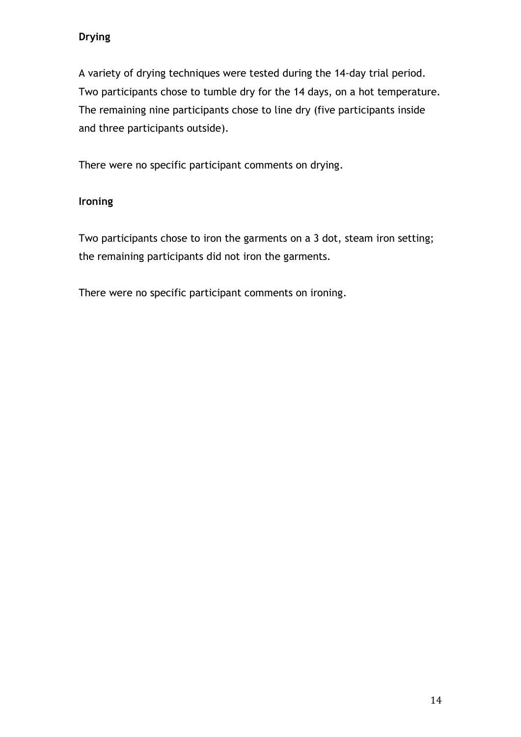**Drying**

A variety of drying techniques were tested during the 14-day trial period. Two participants chose to tumble dry for the 14 days, on a hot temperature. The remaining nine participants chose to line dry (five participants inside and three participants outside).

There were no specific participant comments on drying.

**Ironing**

Two participants chose to iron the garments on a 3 dot, steam iron setting; the remaining participants did not iron the garments.

There were no specific participant comments on ironing.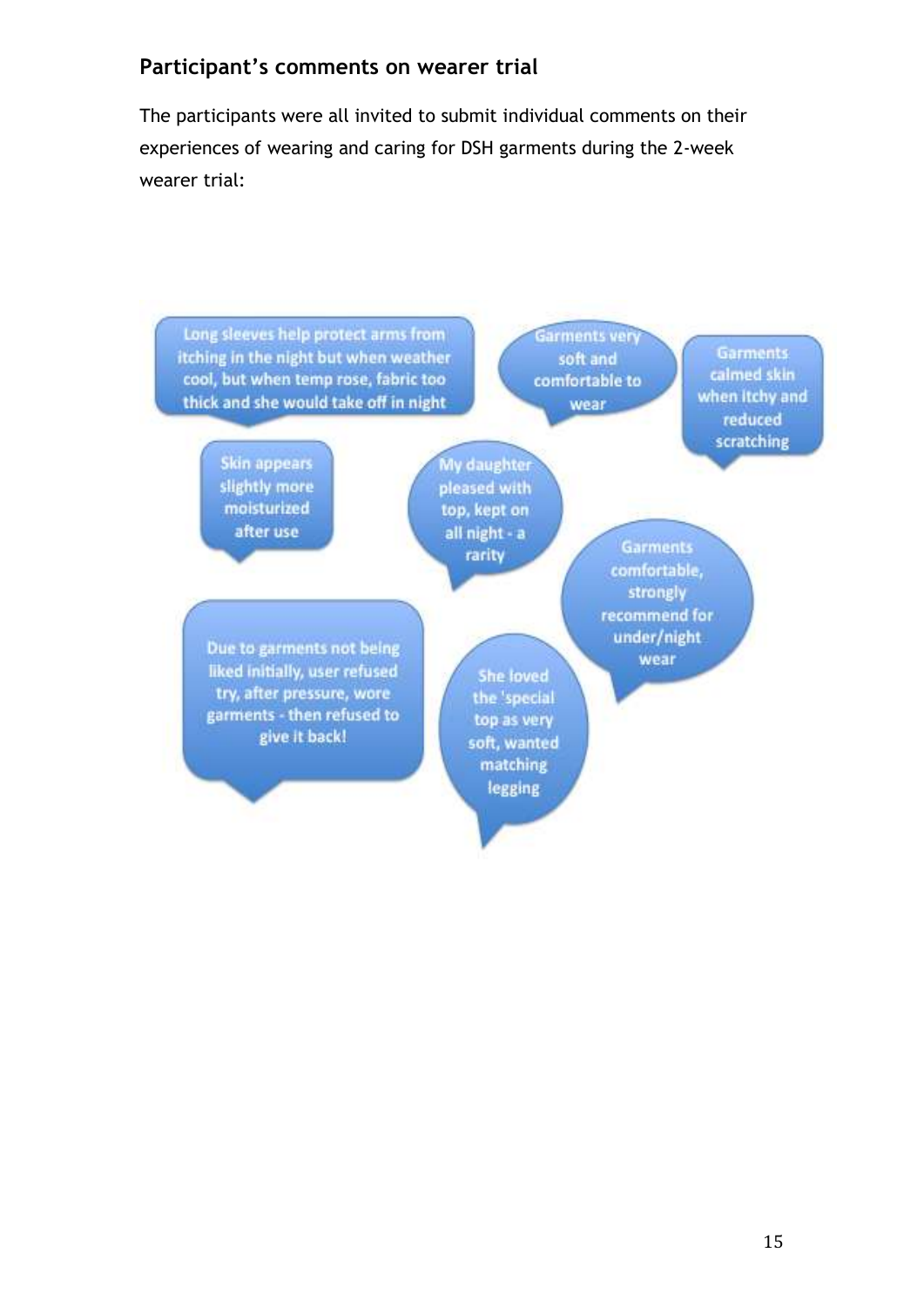## Participant's comments on wearer trial

The participants were all invited to submit individual comments on their experiences of wearing and caring for DSH garments during the 2-week wearer trial:

Long sleeves help protect arms from itching in the night but when weather cool, but when temp rose, fabric too thick and she would take off in night

Garments very soft and comfortable to wear

Garments calmed skin when itchy and reduced scratching

Skin appears slightly more moisturized after use

My daughter pleased with top, kept on all night - a rarity

Garments comfortable, strongly recommend for under/night wear

Due to garments not being liked initially, user refused try, after pressure, wore garments - then refused to give it back!

She loved the 'special top as very soft, wanted matching legging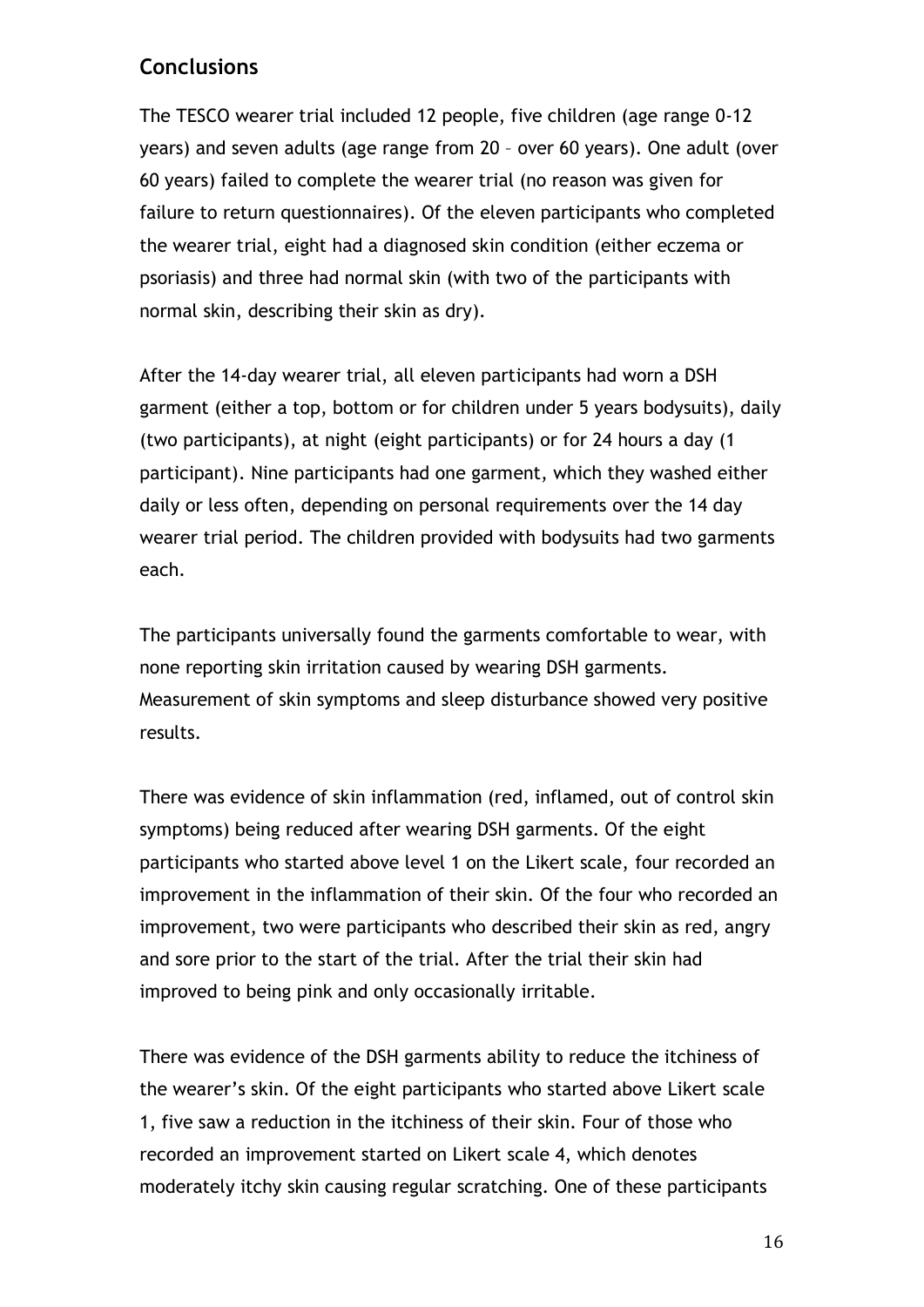## Conclusions

The TESCO wearer trial included 12 people, five children (age range 0-12 years) and seven adults (age range from 20 – over 60 years). One adult (over 60 years) failed to complete the wearer trial (no reason was given for failure to return questionnaires). Of the eleven participants who completed the wearer trial, eight had a diagnosed skin condition (either eczema or psoriasis) and three had normal skin (with two of the participants with normal skin, describing their skin as dry).

After the 14-day wearer trial, all eleven participants had worn a DSH garment (either a top, bottom or for children under 5 years bodysuits), daily (two participants), at night (eight participants) or for 24 hours a day (1 participant). Nine participants had one garment, which they washed either daily or less often, depending on personal requirements over the 14 day wearer trial period. The children provided with bodysuits had two garments each.

The participants universally found the garments comfortable to wear, with none reporting skin irritation caused by wearing DSH garments. Measurement of skin symptoms and sleep disturbance showed very positive results.

There was evidence of skin inflammation (red, inflamed, out of control skin symptoms) being reduced after wearing DSH garments. Of the eight participants who started above level 1 on the Likert scale, four recorded an improvement in the inflammation of their skin. Of the four who recorded an improvement, two were participants who described their skin as red, angry and sore prior to the start of the trial. After the trial their skin had improved to being pink and only occasionally irritable.

There was evidence of the DSH garments ability to reduce the itchiness of the wearer's skin. Of the eight participants who started above Likert scale 1, five saw a reduction in the itchiness of their skin. Four of those who recorded an improvement started on Likert scale 4, which denotes moderately itchy skin causing regular scratching. One of these participants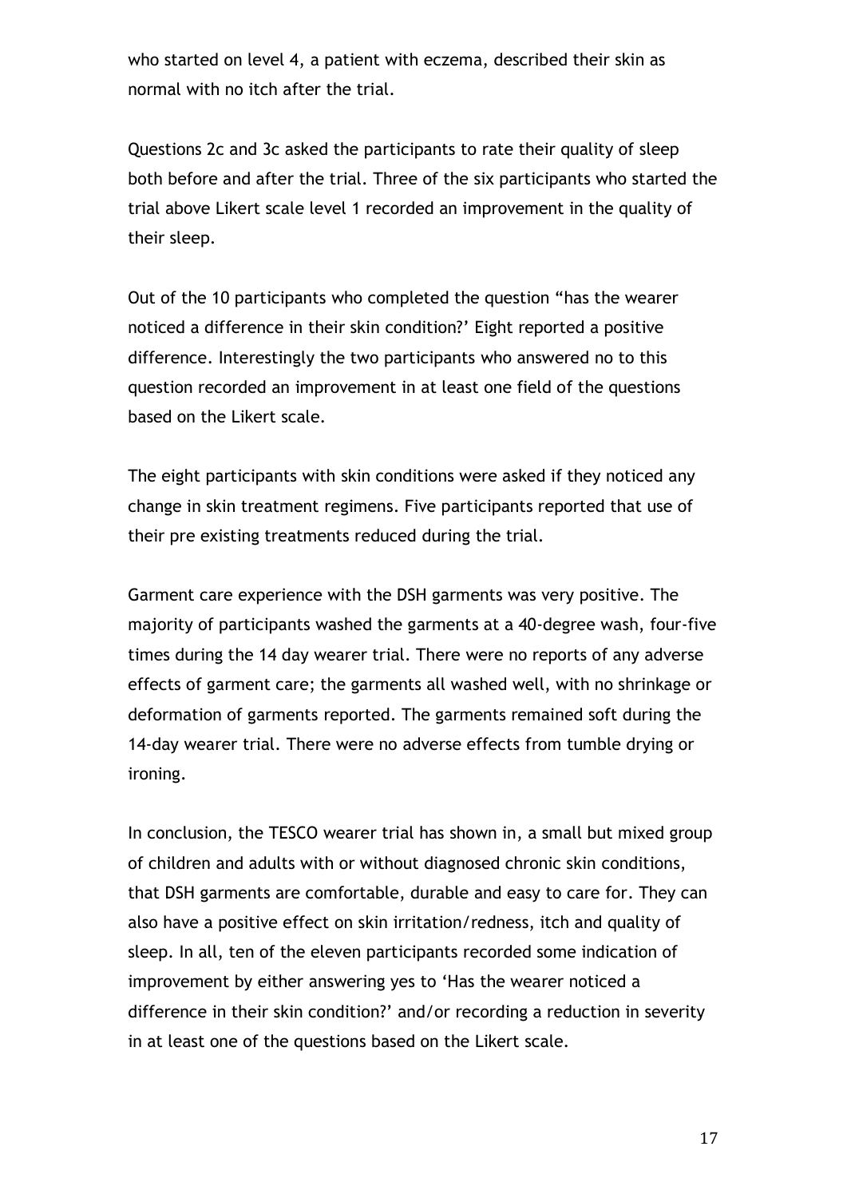who started on level 4, a patient with eczema, described their skin as normal with no itch after the trial.

Questions 2c and 3c asked the participants to rate their quality of sleep both before and after the trial. Three of the six participants who started the trial above Likert scale level 1 recorded an improvement in the quality of their sleep.

Out of the 10 participants who completed the question "has the wearer noticed a difference in their skin condition?' Eight reported a positive difference. Interestingly the two participants who answered no to this question recorded an improvement in at least one field of the questions based on the Likert scale.

The eight participants with skin conditions were asked if they noticed any change in skin treatment regimens. Five participants reported that use of their pre existing treatments reduced during the trial.

Garment care experience with the DSH garments was very positive. The majority of participants washed the garments at a 40-degree wash, four-five times during the 14 day wearer trial. There were no reports of any adverse effects of garment care; the garments all washed well, with no shrinkage or deformation of garments reported. The garments remained soft during the 14-day wearer trial. There were no adverse effects from tumble drying or ironing.

In conclusion, the TESCO wearer trial has shown in, a small but mixed group of children and adults with or without diagnosed chronic skin conditions, that DSH garments are comfortable, durable and easy to care for. They can also have a positive effect on skin irritation/redness, itch and quality of sleep. In all, ten of the eleven participants recorded some indication of improvement by either answering yes to 'Has the wearer noticed a difference in their skin condition?' and/or recording a reduction in severity in at least one of the questions based on the Likert scale.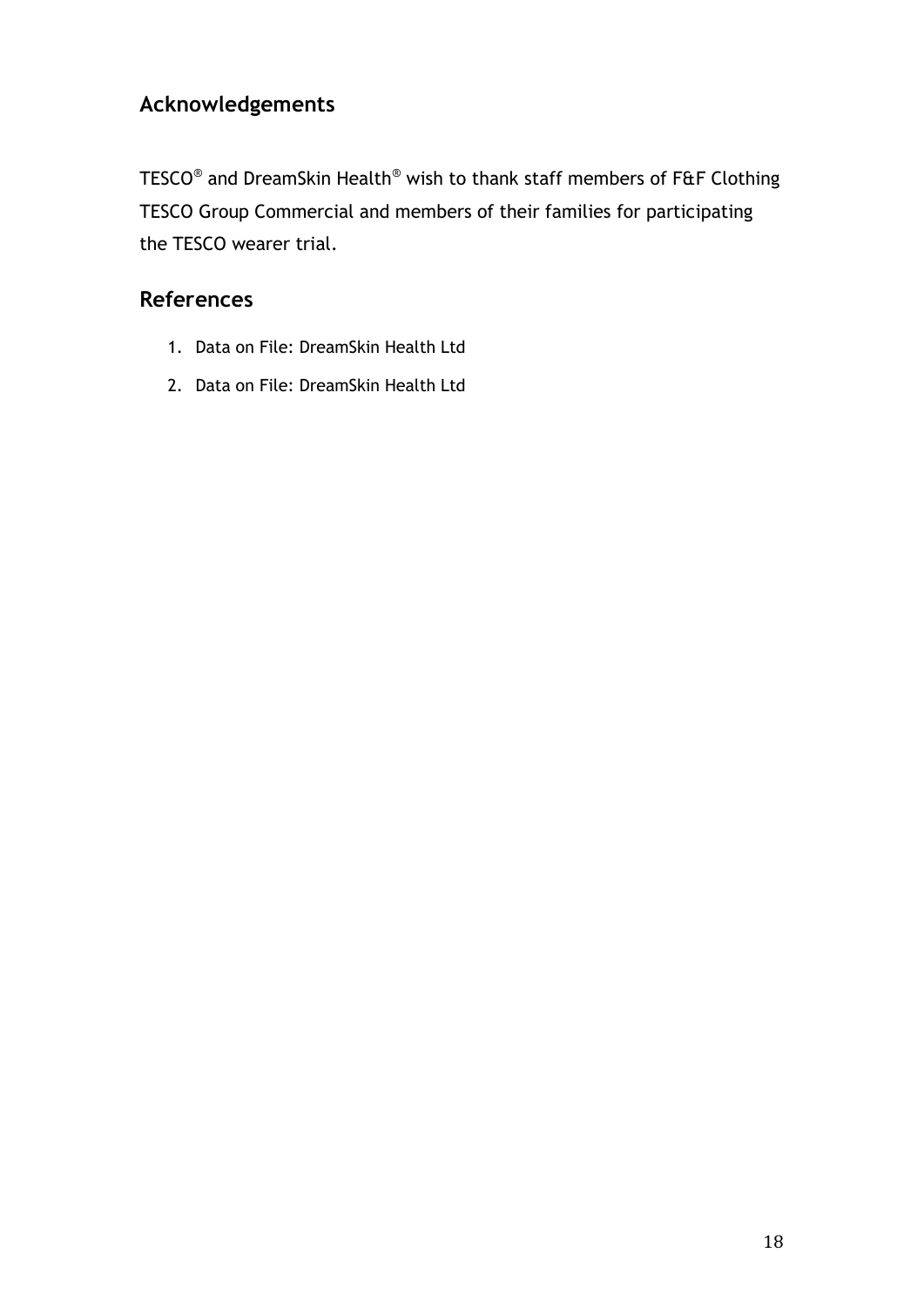## Acknowledgements

TESCO® and DreamSkin Health® wish to thank staff members of F&F Clothing TESCO Group Commercial and members of their families for participating the TESCO wearer trial.

## References

1. Data on File: DreamSkin Health Ltd
2. Data on File: DreamSkin Health Ltd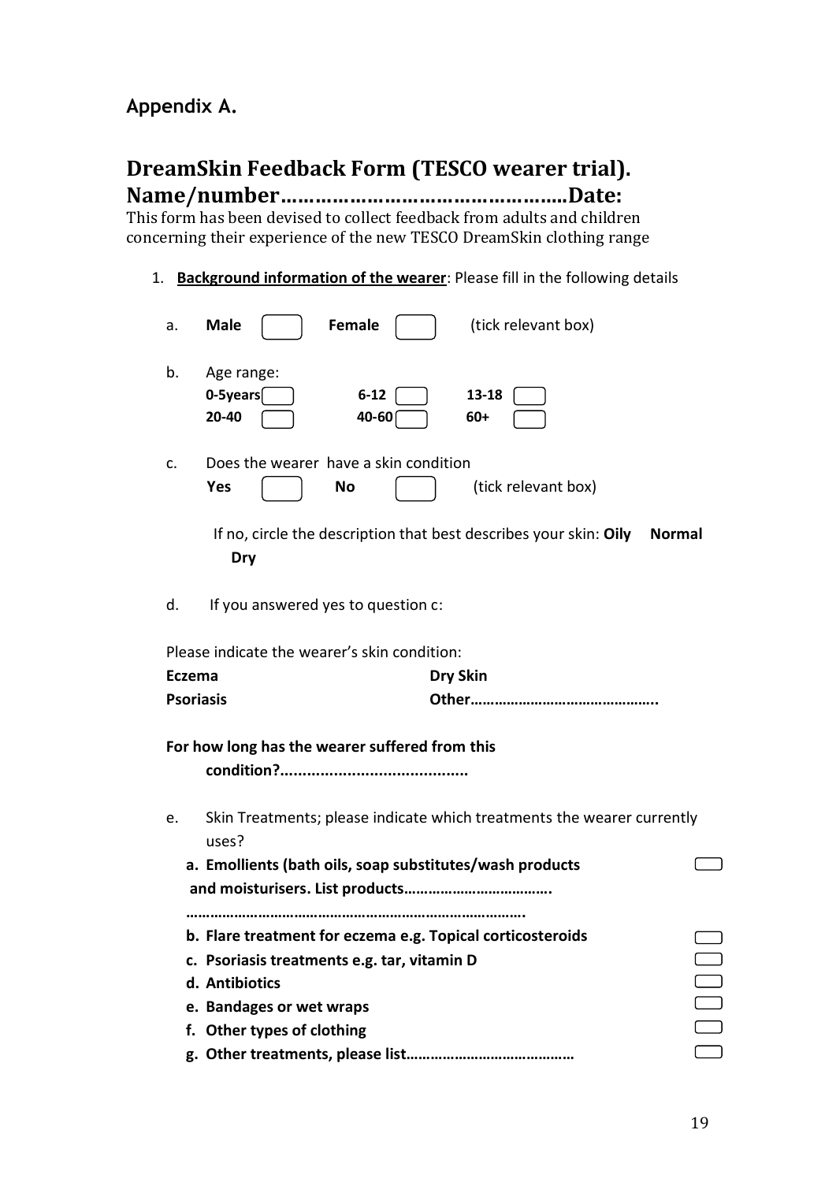## Appendix A.

# DreamSkin Feedback Form (TESCO wearer trial).

**Name/number……………………………………………Date:**

This form has been devised to collect feedback from adults and children concerning their experience of the new TESCO DreamSkin clothing range

1. **Background information of the wearer**: Please fill in the following details

   a. **Male** ☐ **Female** ☐ (tick relevant box)

   b. Age range:

   | | | |
   |---|---|---|
   | **0-5years** ☐ | **6-12** ☐ | **13-18** ☐ |
   | **20-40** ☐ | **40-60** ☐ | **60+** ☐ |

   c. Does the wearer have a skin condition

   **Yes** ☐ **No** ☐ (tick relevant box)

   If no, circle the description that best describes your skin: **Oily** **Normal** **Dry**

   d. If you answered yes to question c:

   Please indicate the wearer's skin condition:

   | | |
   |---|---|
   | **Eczema** | **Dry Skin** |
   | **Psoriasis** | **Other………………………………………..** |

   **For how long has the wearer suffered from this condition?..........................................**

   e. Skin Treatments; please indicate which treatments the wearer currently uses?

   **a. Emollients (bath oils, soap substitutes/wash products and moisturisers. List products……………………………….**
   **……………………………………………………………………….** ☐
   **b. Flare treatment for eczema e.g. Topical corticosteroids** ☐
   **c. Psoriasis treatments e.g. tar, vitamin D** ☐
   **d. Antibiotics** ☐
   **e. Bandages or wet wraps** ☐
   **f. Other types of clothing** ☐
   **g. Other treatments, please list……………………………………** ☐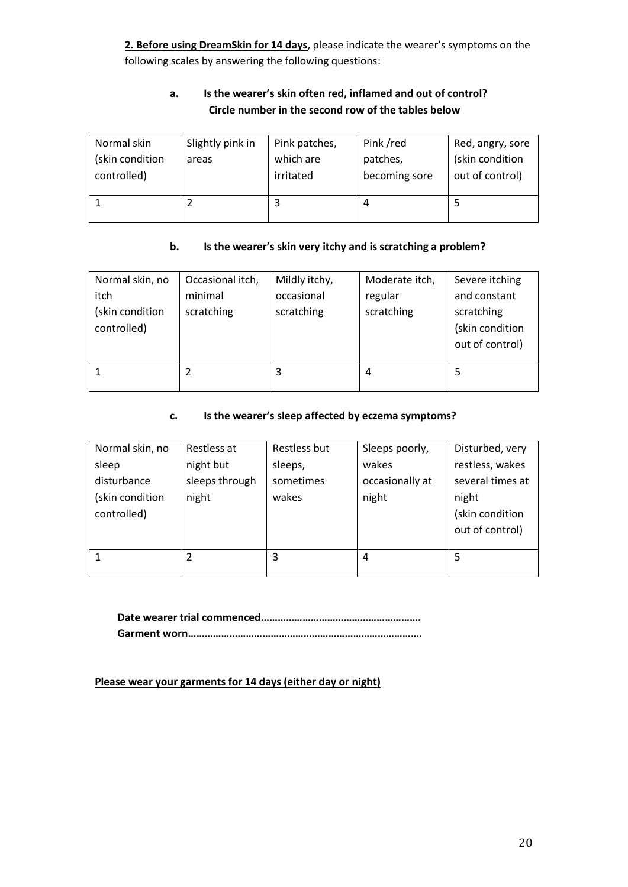**2. Before using DreamSkin for 14 days**, please indicate the wearer's symptoms on the following scales by answering the following questions:

**a. Is the wearer's skin often red, inflamed and out of control?**
**Circle number in the second row of the tables below**

| Normal skin (skin condition controlled) | Slightly pink in areas | Pink patches, which are irritated | Pink /red patches, becoming sore | Red, angry, sore (skin condition out of control) |
|---|---|---|---|---|
| 1 | 2 | 3 | 4 | 5 |

**b. Is the wearer's skin very itchy and is scratching a problem?**

| Normal skin, no itch (skin condition controlled) | Occasional itch, minimal scratching | Mildly itchy, occasional scratching | Moderate itch, regular scratching | Severe itching and constant scratching (skin condition out of control) |
|---|---|---|---|---|
| 1 | 2 | 3 | 4 | 5 |

**c. Is the wearer's sleep affected by eczema symptoms?**

| Normal skin, no sleep disturbance (skin condition controlled) | Restless at night but sleeps through night | Restless but sleeps, sometimes wakes | Sleeps poorly, wakes occasionally at night | Disturbed, very restless, wakes several times at night (skin condition out of control) |
|---|---|---|---|---|
| 1 | 2 | 3 | 4 | 5 |

**Date wearer trial commenced………………………………………………….**
**Garment worn……………………………………………………………………….**

**Please wear your garments for 14 days (either day or night)**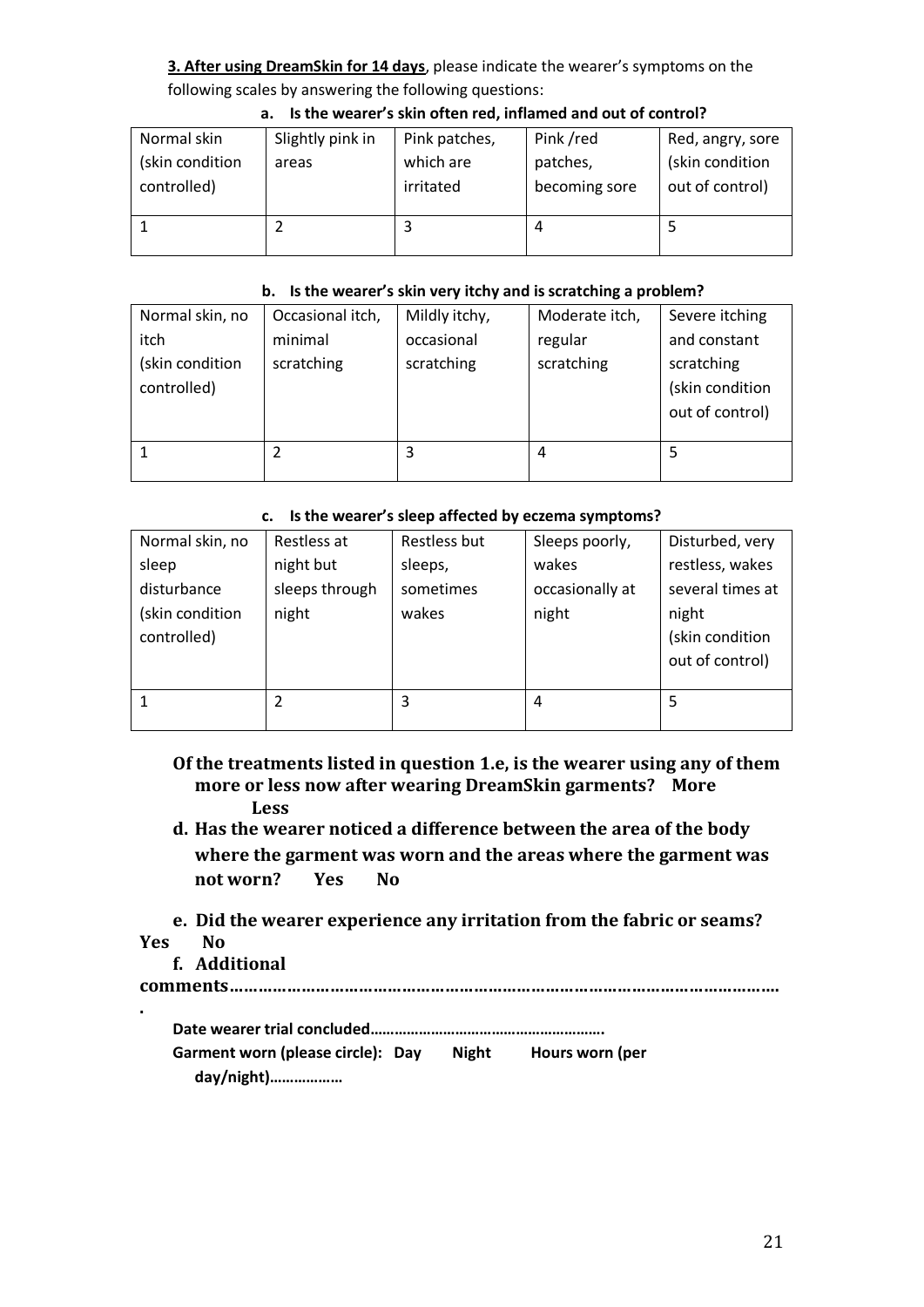**3. After using DreamSkin for 14 days**, please indicate the wearer's symptoms on the following scales by answering the following questions:

**a. Is the wearer's skin often red, inflamed and out of control?**

| Normal skin (skin condition controlled) | Slightly pink in areas | Pink patches, which are irritated | Pink /red patches, becoming sore | Red, angry, sore (skin condition out of control) |
|---|---|---|---|---|
| 1 | 2 | 3 | 4 | 5 |

**b. Is the wearer's skin very itchy and is scratching a problem?**

| Normal skin, no itch (skin condition controlled) | Occasional itch, minimal scratching | Mildly itchy, occasional scratching | Moderate itch, regular scratching | Severe itching and constant scratching (skin condition out of control) |
|---|---|---|---|---|
| 1 | 2 | 3 | 4 | 5 |

**c. Is the wearer's sleep affected by eczema symptoms?**

| Normal skin, no sleep disturbance (skin condition controlled) | Restless at night but sleeps through night | Restless but sleeps, sometimes wakes | Sleeps poorly, wakes occasionally at night | Disturbed, very restless, wakes several times at night (skin condition out of control) |
|---|---|---|---|---|
| 1 | 2 | 3 | 4 | 5 |

**Of the treatments listed in question 1.e, is the wearer using any of them more or less now after wearing DreamSkin garments? More Less**

**d. Has the wearer noticed a difference between the area of the body where the garment was worn and the areas where the garment was not worn? Yes No**

**e. Did the wearer experience any irritation from the fabric or seams? Yes No**

**f. Additional comments……………………………………………………………………………………………….**

**Date wearer trial concluded……………………………………………….**

**Garment worn (please circle): Day Night Hours worn (per day/night)………………**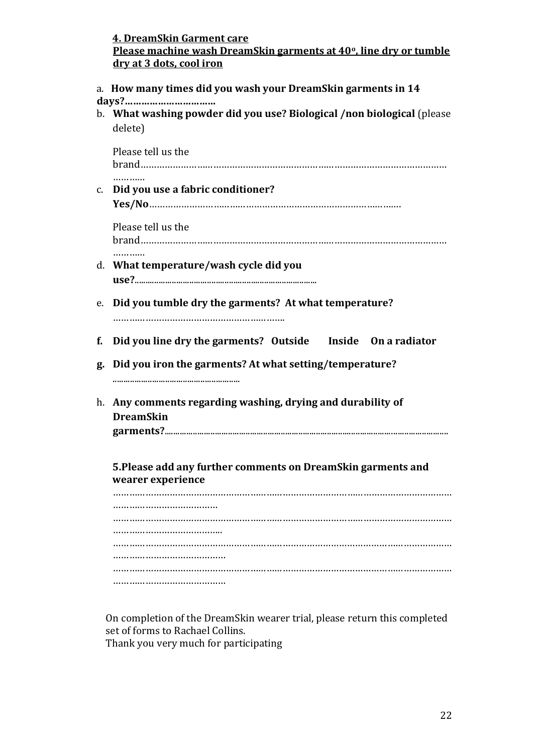**4. DreamSkin Garment care**

**Please machine wash DreamSkin garments at 40$^{o}$, line dry or tumble dry at 3 dots, cool iron**

a. **How many times did you wash your DreamSkin garments in 14 days?……………………………**

b. **What washing powder did you use? Biological /non biological** (please delete)

   Please tell us the brand……………………………………………………………………………………………………………

c. **Did you use a fabric conditioner? Yes/No**……………………………………………………………………………

   Please tell us the brand……………………………………………………………………………………………………………

d. **What temperature/wash cycle did you use?**……………………………………………………………………

e. **Did you tumble dry the garments? At what temperature?**

   ……………………………………………………………

f. **Did you line dry the garments? Outside Inside On a radiator**

g. **Did you iron the garments? At what setting/temperature?**

   ……………………………………………………

h. **Any comments regarding washing, drying and durability of DreamSkin garments?**……………………………………………………………………………………………………………………

**5.Please add any further comments on DreamSkin garments and wearer experience**

………………………………………………………………………………………………………………………………………

………………………………………………………………………………………………………………………………………

………………………………………………………………………………………………………………………………………

………………………………………………………………………………………………………………………………………

On completion of the DreamSkin wearer trial, please return this completed set of forms to Rachael Collins.

Thank you very much for participating